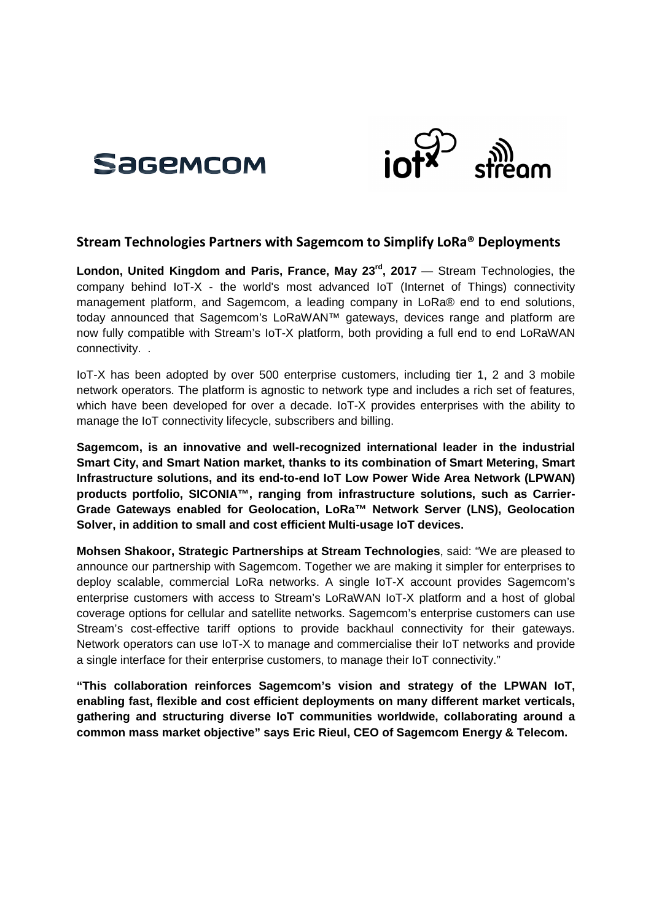## Stream Technologies Partners with Sagemcom to Simplify LoRa® Deployments

**London, United Kingdom and Paris, France, May 23rd, 2017** — Stream Technologies, the company behind IoT-X - the world's most advanced IoT (Internet of Things) connectivity management platform, and Sagemcom, a leading company in LoRa® end to end solutions, today announced that Sagemcom's LoRaWAN™ gateways, devices range and platform are now fully compatible with Stream's IoT-X platform, both providing a full end to end LoRaWAN connectivity. .

IoT-X has been adopted by over 500 enterprise customers, including tier 1, 2 and 3 mobile network operators. The platform is agnostic to network type and includes a rich set of features, which have been developed for over a decade. IoT-X provides enterprises with the ability to manage the IoT connectivity lifecycle, subscribers and billing.

**Sagemcom, is an innovative and well-recognized international leader in the industrial Smart City, and Smart Nation market, thanks to its combination of Smart Metering, Smart Infrastructure solutions, and its end-to-end IoT Low Power Wide Area Network (LPWAN) products portfolio, SICONIA™, ranging from infrastructure solutions, such as Carrier-Grade Gateways enabled for Geolocation, LoRa™ Network Server (LNS), Geolocation Solver, in addition to small and cost efficient Multi-usage IoT devices.**

**Mohsen Shakoor, Strategic Partnerships at Stream Technologies**, said: "We are pleased to announce our partnership with Sagemcom. Together we are making it simpler for enterprises to deploy scalable, commercial LoRa networks. A single IoT-X account provides Sagemcom's enterprise customers with access to Stream's LoRaWAN IoT-X platform and a host of global coverage options for cellular and satellite networks. Sagemcom's enterprise customers can use Stream's cost-effective tariff options to provide backhaul connectivity for their gateways. Network operators can use IoT-X to manage and commercialise their IoT networks and provide a single interface for their enterprise customers, to manage their IoT connectivity."

**"This collaboration reinforces Sagemcom's vision and strategy of the LPWAN IoT, enabling fast, flexible and cost efficient deployments on many different market verticals, gathering and structuring diverse IoT communities worldwide, collaborating around a common mass market objective" says Eric Rieul, CEO of Sagemcom Energy & Telecom.**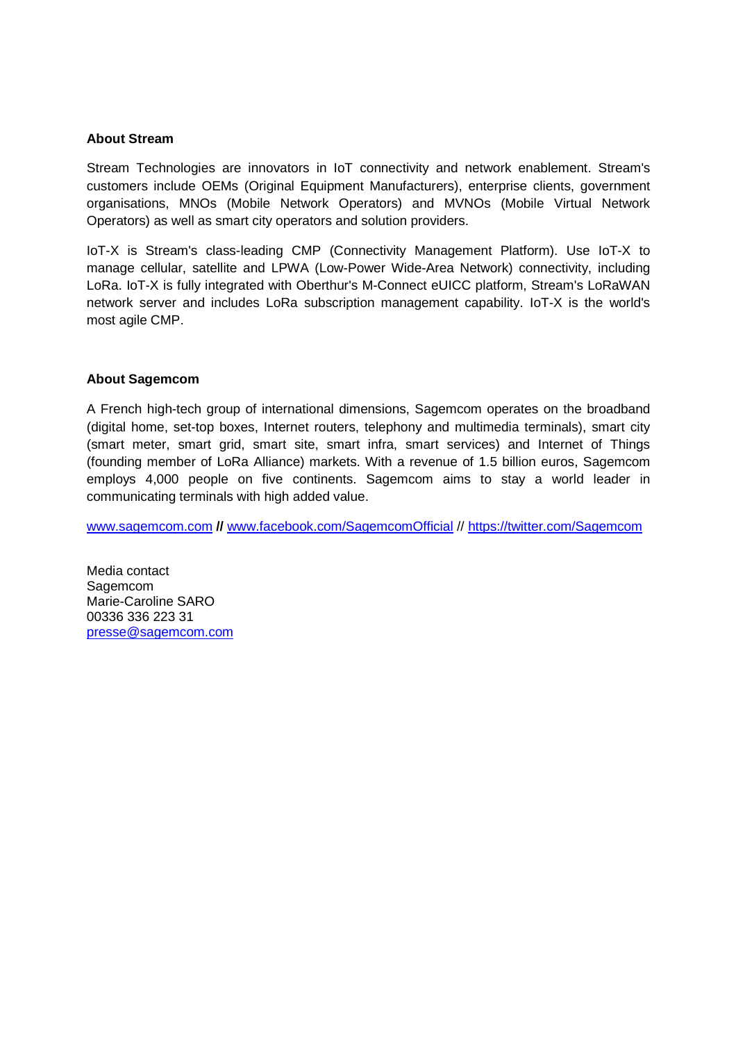**About Stream**

Stream Technologies are innovators in IoT connectivity and network enablement. Stream's customers include OEMs (Original Equipment Manufacturers), enterprise clients, government organisations, MNOs (Mobile Network Operators) and MVNOs (Mobile Virtual Network Operators) as well as smart city operators and solution providers.

IoT-X is Stream's class-leading CMP (Connectivity Management Platform). Use IoT-X to manage cellular, satellite and LPWA (Low-Power Wide-Area Network) connectivity, including LoRa. IoT-X is fully integrated with Oberthur's M-Connect eUICC platform, Stream's LoRaWAN network server and includes LoRa subscription management capability. IoT-X is the world's most agile CMP.

**About Sagemcom**

A French high-tech group of international dimensions, Sagemcom operates on the broadband (digital home, set-top boxes, Internet routers, telephony and multimedia terminals), smart city (smart meter, smart grid, smart site, smart infra, smart services) and Internet of Things (founding member of LoRa Alliance) markets. With a revenue of 1.5 billion euros, Sagemcom employs 4,000 people on five continents. Sagemcom aims to stay a world leader in communicating terminals with high added value.

www.sagemcom.com **//** www.facebook.com/SagemcomOfficial // https://twitter.com/Sagemcom

Media contact
Sagemcom
Marie-Caroline SARO
00336 336 223 31
presse@sagemcom.com